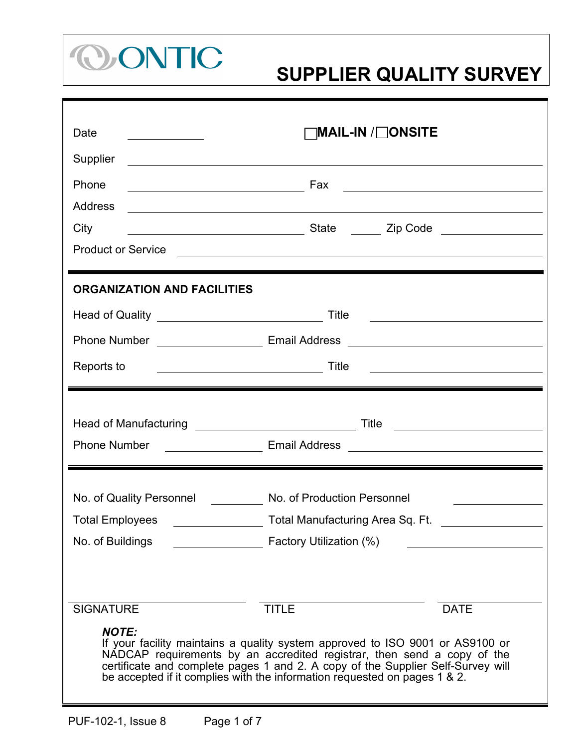ONTIC

# SUPPLIER QUALITY SUPPLIER SURVEY

Date \_\_\_\_\_\_\_\_\_\_ ☐ **MAIL-IN** / ☐ **ONSITE**

Supplier \_\_\_\_\_\_\_\_\_\_\_\_\_\_\_\_\_\_\_\_\_\_\_\_\_\_\_\_\_\_\_\_\_\_\_\_\_\_\_\_

Phone \_\_\_\_\_\_\_\_\_\_\_\_\_\_\_\_\_\_ Fax \_\_\_\_\_\_\_\_\_\_\_\_\_\_\_\_\_\_

Address \_\_\_\_\_\_\_\_\_\_\_\_\_\_\_\_\_\_\_\_\_\_\_\_\_\_\_\_\_\_\_\_\_\_\_\_\_\_\_\_

City \_\_\_\_\_\_\_\_\_\_\_\_\_\_\_\_\_\_ State \_\_\_\_ Zip Code \_\_\_\_\_\_\_\_\_\_

Product or Service \_\_\_\_\_\_\_\_\_\_\_\_\_\_\_\_\_\_\_\_\_\_\_\_\_\_\_\_\_\_\_\_\_\_

## ORGANIZATION AND FACILITIES

Head of Quality \_\_\_\_\_\_\_\_\_\_\_\_\_\_\_\_\_\_ Title \_\_\_\_\_\_\_\_\_\_\_\_\_\_\_\_\_\_

Phone Number \_\_\_\_\_\_\_\_\_\_\_\_ Email Address \_\_\_\_\_\_\_\_\_\_\_\_\_\_\_\_\_\_

Reports to \_\_\_\_\_\_\_\_\_\_\_\_\_\_\_\_\_\_ Title \_\_\_\_\_\_\_\_\_\_\_\_\_\_\_\_\_\_

Head of Manufacturing \_\_\_\_\_\_\_\_\_\_\_\_\_\_\_\_\_\_ Title \_\_\_\_\_\_\_\_\_\_\_\_\_\_\_\_\_\_

Phone Number \_\_\_\_\_\_\_\_\_\_\_\_ Email Address \_\_\_\_\_\_\_\_\_\_\_\_\_\_\_\_\_\_

No. of Quality Personnel \_\_\_\_\_\_ No. of Production Personnel \_\_\_\_\_\_

Total Employees \_\_\_\_\_\_\_\_ Total Manufacturing Area Sq. Ft. \_\_\_\_\_\_\_\_

No. of Buildings \_\_\_\_\_\_\_\_ Factory Utilization (%) \_\_\_\_\_\_\_\_

\_\_\_\_\_\_\_\_\_\_\_\_\_\_\_\_\_\_ \_\_\_\_\_\_\_\_\_\_\_\_\_\_\_\_\_\_ \_\_\_\_\_\_\_\_\_\_\_\_

SIGNATURE TITLE DATE

***NOTE:***
If your facility maintains a quality system approved to ISO 9001 or AS9100 or NADCAP requirements by an accredited registrar, then send a copy of the certificate and complete pages 1 and 2. A copy of the Supplier Self-Survey will be accepted if it complies with the information requested on pages 1 & 2.

PUF-102-1, Issue 8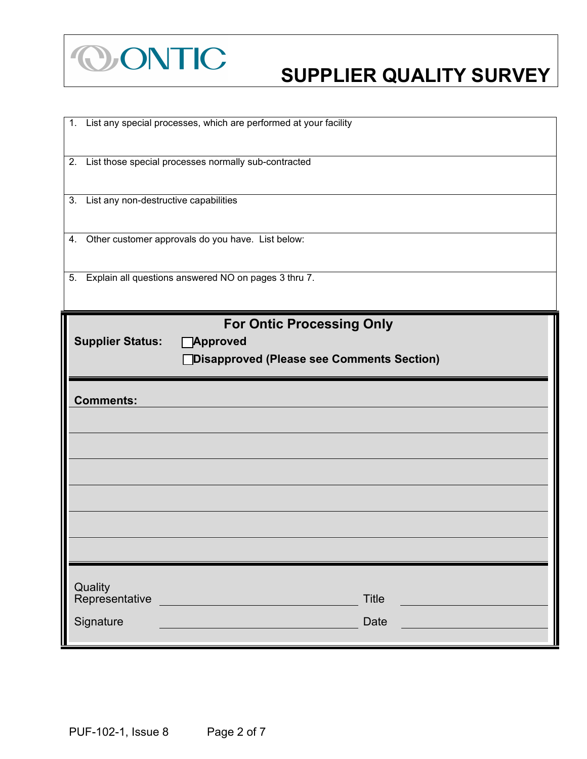# SUPPLIER QUALITY SURVEY

1. List any special processes, which are performed at your facility

2. List those special processes normally sub-contracted

3. List any non-destructive capabilities

4. Other customer approvals do you have. List below:

5. Explain all questions answered NO on pages 3 thru 7.

## For Ontic Processing Only

**Supplier Status:** ☐ **Approved**

☐ **Disapproved (Please see Comments Section)**

**Comments:** \_\_\_\_\_\_\_\_\_\_\_\_\_\_\_\_\_\_\_\_\_\_\_\_\_\_\_\_\_\_\_\_\_\_\_\_\_\_\_\_\_\_\_\_\_\_\_\_\_\_\_\_\_\_\_\_\_\_

\_\_\_\_\_\_\_\_\_\_\_\_\_\_\_\_\_\_\_\_\_\_\_\_\_\_\_\_\_\_\_\_\_\_\_\_\_\_\_\_\_\_\_\_\_\_\_\_\_\_\_\_\_\_\_\_\_\_\_\_\_\_\_\_\_\_\_\_\_\_\_\_

\_\_\_\_\_\_\_\_\_\_\_\_\_\_\_\_\_\_\_\_\_\_\_\_\_\_\_\_\_\_\_\_\_\_\_\_\_\_\_\_\_\_\_\_\_\_\_\_\_\_\_\_\_\_\_\_\_\_\_\_\_\_\_\_\_\_\_\_\_\_\_\_

\_\_\_\_\_\_\_\_\_\_\_\_\_\_\_\_\_\_\_\_\_\_\_\_\_\_\_\_\_\_\_\_\_\_\_\_\_\_\_\_\_\_\_\_\_\_\_\_\_\_\_\_\_\_\_\_\_\_\_\_\_\_\_\_\_\_\_\_\_\_\_\_

\_\_\_\_\_\_\_\_\_\_\_\_\_\_\_\_\_\_\_\_\_\_\_\_\_\_\_\_\_\_\_\_\_\_\_\_\_\_\_\_\_\_\_\_\_\_\_\_\_\_\_\_\_\_\_\_\_\_\_\_\_\_\_\_\_\_\_\_\_\_\_\_

\_\_\_\_\_\_\_\_\_\_\_\_\_\_\_\_\_\_\_\_\_\_\_\_\_\_\_\_\_\_\_\_\_\_\_\_\_\_\_\_\_\_\_\_\_\_\_\_\_\_\_\_\_\_\_\_\_\_\_\_\_\_\_\_\_\_\_\_\_\_\_\_

Quality Representative \_\_\_\_\_\_\_\_\_\_\_\_\_\_\_\_\_\_\_\_\_\_\_\_\_\_\_\_\_\_ Title \_\_\_\_\_\_\_\_\_\_\_\_\_\_\_\_\_\_\_\_

Signature \_\_\_\_\_\_\_\_\_\_\_\_\_\_\_\_\_\_\_\_\_\_\_\_\_\_\_\_\_\_ Date \_\_\_\_\_\_\_\_\_\_\_\_\_\_\_\_\_\_\_\_

PUF-102-1, Issue 8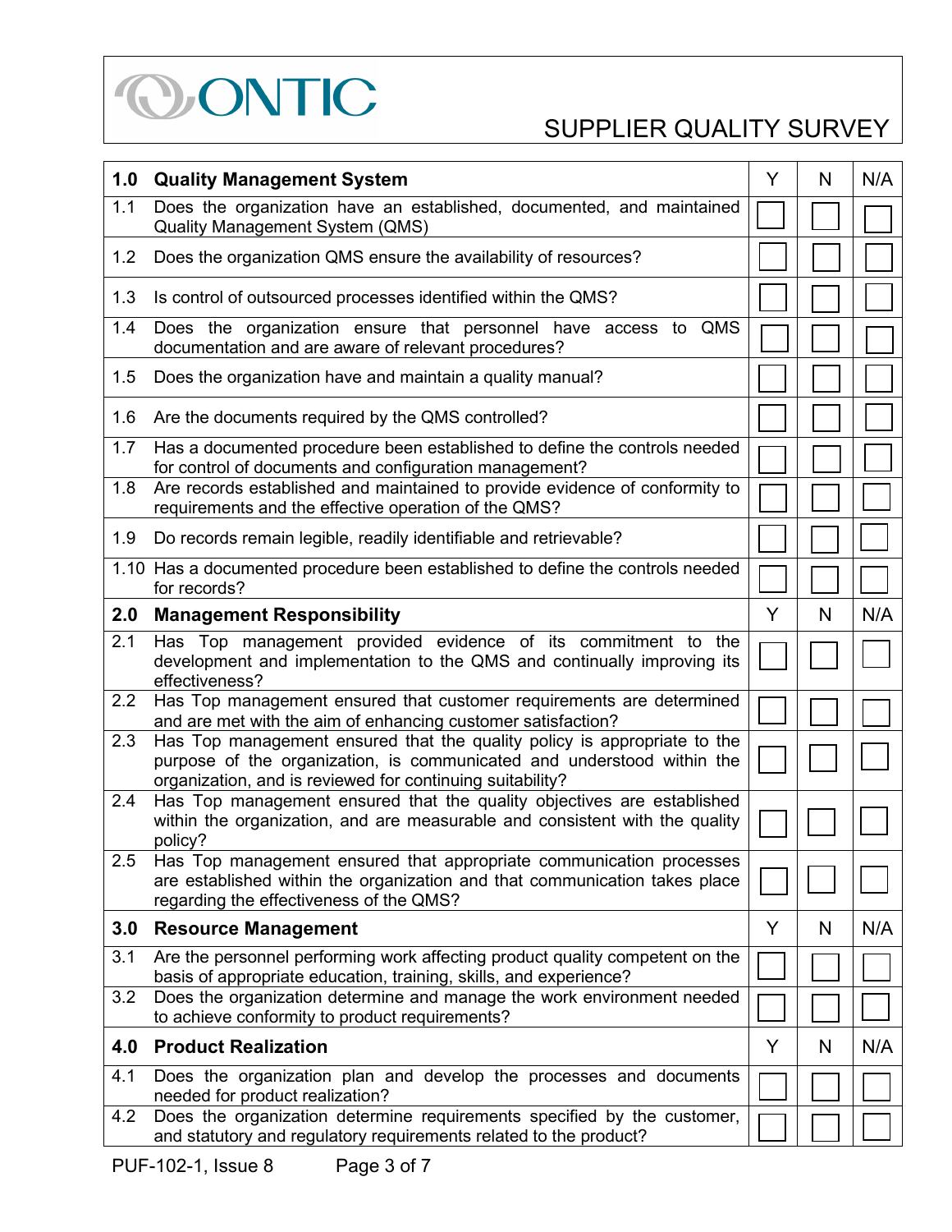ONTIC

# SUPPLIER QUALITY SURVEY

| 1.0 | Quality Management System | Y | N | N/A |
|---|---|---|---|---|
| 1.1 | Does the organization have an established, documented, and maintained Quality Management System (QMS) | ☐ | ☐ | ☐ |
| 1.2 | Does the organization QMS ensure the availability of resources? | ☐ | ☐ | ☐ |
| 1.3 | Is control of outsourced processes identified within the QMS? | ☐ | ☐ | ☐ |
| 1.4 | Does the organization ensure that personnel have access to QMS documentation and are aware of relevant procedures? | ☐ | ☐ | ☐ |
| 1.5 | Does the organization have and maintain a quality manual? | ☐ | ☐ | ☐ |
| 1.6 | Are the documents required by the QMS controlled? | ☐ | ☐ | ☐ |
| 1.7 | Has a documented procedure been established to define the controls needed for control of documents and configuration management? | ☐ | ☐ | ☐ |
| 1.8 | Are records established and maintained to provide evidence of conformity to requirements and the effective operation of the QMS? | ☐ | ☐ | ☐ |
| 1.9 | Do records remain legible, readily identifiable and retrievable? | ☐ | ☐ | ☐ |
| 1.10 | Has a documented procedure been established to define the controls needed for records? | ☐ | ☐ | ☐ |
| **2.0** | **Management Responsibility** | **Y** | **N** | **N/A** |
| 2.1 | Has Top management provided evidence of its commitment to the development and implementation to the QMS and continually improving its effectiveness? | ☐ | ☐ | ☐ |
| 2.2 | Has Top management ensured that customer requirements are determined and are met with the aim of enhancing customer satisfaction? | ☐ | ☐ | ☐ |
| 2.3 | Has Top management ensured that the quality policy is appropriate to the purpose of the organization, is communicated and understood within the organization, and is reviewed for continuing suitability? | ☐ | ☐ | ☐ |
| 2.4 | Has Top management ensured that the quality objectives are established within the organization, and are measurable and consistent with the quality policy? | ☐ | ☐ | ☐ |
| 2.5 | Has Top management ensured that appropriate communication processes are established within the organization and that communication takes place regarding the effectiveness of the QMS? | ☐ | ☐ | ☐ |
| **3.0** | **Resource Management** | **Y** | **N** | **N/A** |
| 3.1 | Are the personnel performing work affecting product quality competent on the basis of appropriate education, training, skills, and experience? | ☐ | ☐ | ☐ |
| 3.2 | Does the organization determine and manage the work environment needed to achieve conformity to product requirements? | ☐ | ☐ | ☐ |
| **4.0** | **Product Realization** | **Y** | **N** | **N/A** |
| 4.1 | Does the organization plan and develop the processes and documents needed for product realization? | ☐ | ☐ | ☐ |
| 4.2 | Does the organization determine requirements specified by the customer, and statutory and regulatory requirements related to the product? | ☐ | ☐ | ☐ |

PUF-102-1, Issue 8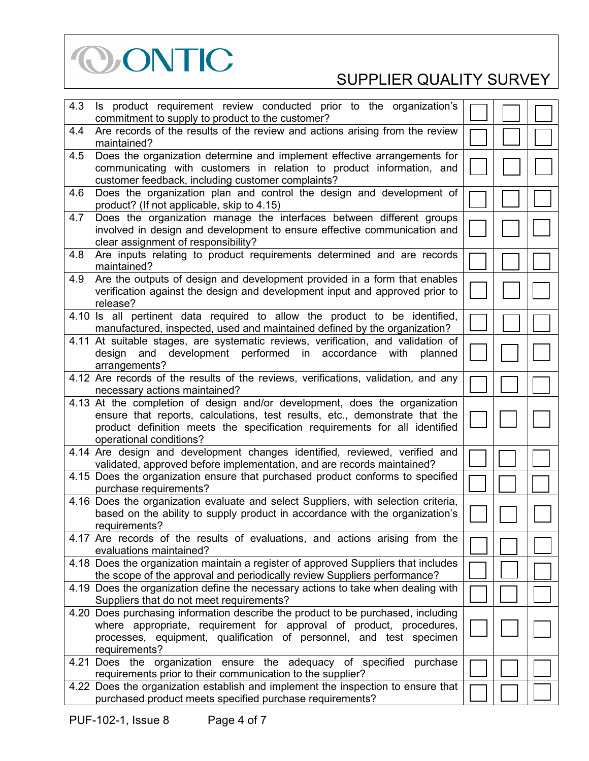| | | | | |
|---|---|---|---|---|
| 4.3 | Is product requirement review conducted prior to the organization's commitment to supply to product to the customer? | ☐ | ☐ | ☐ |
| 4.4 | Are records of the results of the review and actions arising from the review maintained? | ☐ | ☐ | ☐ |
| 4.5 | Does the organization determine and implement effective arrangements for communicating with customers in relation to product information, and customer feedback, including customer complaints? | ☐ | ☐ | ☐ |
| 4.6 | Does the organization plan and control the design and development of product? (If not applicable, skip to 4.15) | ☐ | ☐ | ☐ |
| 4.7 | Does the organization manage the interfaces between different groups involved in design and development to ensure effective communication and clear assignment of responsibility? | ☐ | ☐ | ☐ |
| 4.8 | Are inputs relating to product requirements determined and are records maintained? | ☐ | ☐ | ☐ |
| 4.9 | Are the outputs of design and development provided in a form that enables verification against the design and development input and approved prior to release? | ☐ | ☐ | ☐ |
| 4.10 | Is all pertinent data required to allow the product to be identified, manufactured, inspected, used and maintained defined by the organization? | ☐ | ☐ | ☐ |
| 4.11 | At suitable stages, are systematic reviews, verification, and validation of design and development performed in accordance with planned arrangements? | ☐ | ☐ | ☐ |
| 4.12 | Are records of the results of the reviews, verifications, validation, and any necessary actions maintained? | ☐ | ☐ | ☐ |
| 4.13 | At the completion of design and/or development, does the organization ensure that reports, calculations, test results, etc., demonstrate that the product definition meets the specification requirements for all identified operational conditions? | ☐ | ☐ | ☐ |
| 4.14 | Are design and development changes identified, reviewed, verified and validated, approved before implementation, and are records maintained? | ☐ | ☐ | ☐ |
| 4.15 | Does the organization ensure that purchased product conforms to specified purchase requirements? | ☐ | ☐ | ☐ |
| 4.16 | Does the organization evaluate and select Suppliers, with selection criteria, based on the ability to supply product in accordance with the organization's requirements? | ☐ | ☐ | ☐ |
| 4.17 | Are records of the results of evaluations, and actions arising from the evaluations maintained? | ☐ | ☐ | ☐ |
| 4.18 | Does the organization maintain a register of approved Suppliers that includes the scope of the approval and periodically review Suppliers performance? | ☐ | ☐ | ☐ |
| 4.19 | Does the organization define the necessary actions to take when dealing with Suppliers that do not meet requirements? | ☐ | ☐ | ☐ |
| 4.20 | Does purchasing information describe the product to be purchased, including where appropriate, requirement for approval of product, procedures, processes, equipment, qualification of personnel, and test specimen requirements? | ☐ | ☐ | ☐ |
| 4.21 | Does the organization ensure the adequacy of specified purchase requirements prior to their communication to the supplier? | ☐ | ☐ | ☐ |
| 4.22 | Does the organization establish and implement the inspection to ensure that purchased product meets specified purchase requirements? | ☐ | ☐ | ☐ |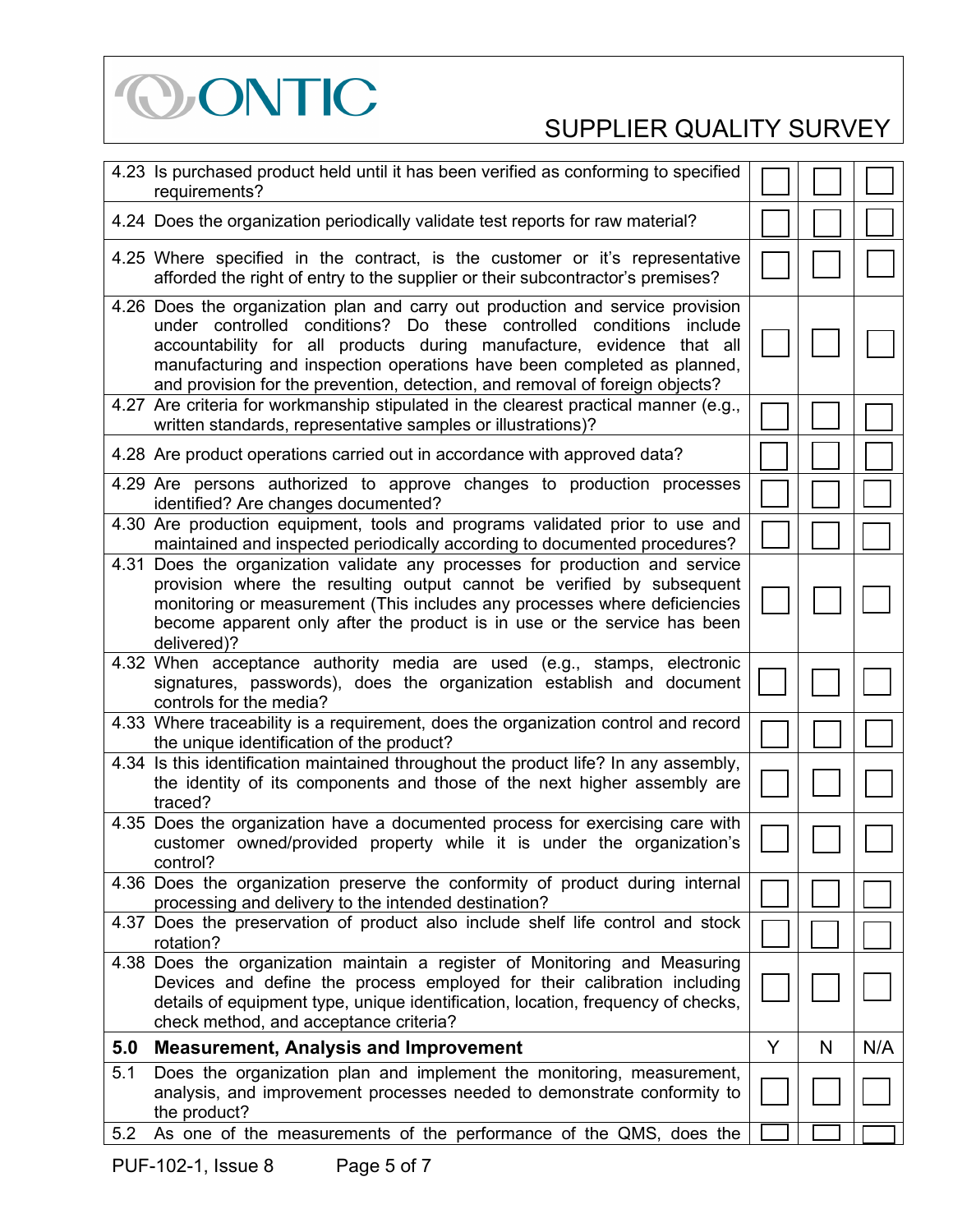# ONTIC

## SUPPLIER QUALITY SURVEY

| | | | | |
|---|---|---|---|---|
| 4.23 | Is purchased product held until it has been verified as conforming to specified requirements? | ☐ | ☐ | ☐ |
| 4.24 | Does the organization periodically validate test reports for raw material? | ☐ | ☐ | ☐ |
| 4.25 | Where specified in the contract, is the customer or it's representative afforded the right of entry to the supplier or their subcontractor's premises? | ☐ | ☐ | ☐ |
| 4.26 | Does the organization plan and carry out production and service provision under controlled conditions? Do these controlled conditions include accountability for all products during manufacture, evidence that all manufacturing and inspection operations have been completed as planned, and provision for the prevention, detection, and removal of foreign objects? | ☐ | ☐ | ☐ |
| 4.27 | Are criteria for workmanship stipulated in the clearest practical manner (e.g., written standards, representative samples or illustrations)? | ☐ | ☐ | ☐ |
| 4.28 | Are product operations carried out in accordance with approved data? | ☐ | ☐ | ☐ |
| 4.29 | Are persons authorized to approve changes to production processes identified? Are changes documented? | ☐ | ☐ | ☐ |
| 4.30 | Are production equipment, tools and programs validated prior to use and maintained and inspected periodically according to documented procedures? | ☐ | ☐ | ☐ |
| 4.31 | Does the organization validate any processes for production and service provision where the resulting output cannot be verified by subsequent monitoring or measurement (This includes any processes where deficiencies become apparent only after the product is in use or the service has been delivered)? | ☐ | ☐ | ☐ |
| 4.32 | When acceptance authority media are used (e.g., stamps, electronic signatures, passwords), does the organization establish and document controls for the media? | ☐ | ☐ | ☐ |
| 4.33 | Where traceability is a requirement, does the organization control and record the unique identification of the product? | ☐ | ☐ | ☐ |
| 4.34 | Is this identification maintained throughout the product life? In any assembly, the identity of its components and those of the next higher assembly are traced? | ☐ | ☐ | ☐ |
| 4.35 | Does the organization have a documented process for exercising care with customer owned/provided property while it is under the organization's control? | ☐ | ☐ | ☐ |
| 4.36 | Does the organization preserve the conformity of product during internal processing and delivery to the intended destination? | ☐ | ☐ | ☐ |
| 4.37 | Does the preservation of product also include shelf life control and stock rotation? | ☐ | ☐ | ☐ |
| 4.38 | Does the organization maintain a register of Monitoring and Measuring Devices and define the process employed for their calibration including details of equipment type, unique identification, location, frequency of checks, check method, and acceptance criteria? | ☐ | ☐ | ☐ |
| **5.0** | **Measurement, Analysis and Improvement** | Y | N | N/A |
| 5.1 | Does the organization plan and implement the monitoring, measurement, analysis, and improvement processes needed to demonstrate conformity to the product? | ☐ | ☐ | ☐ |
| 5.2 | As one of the measurements of the performance of the QMS, does the | ☐ | ☐ | ☐ |

PUF-102-1, Issue 8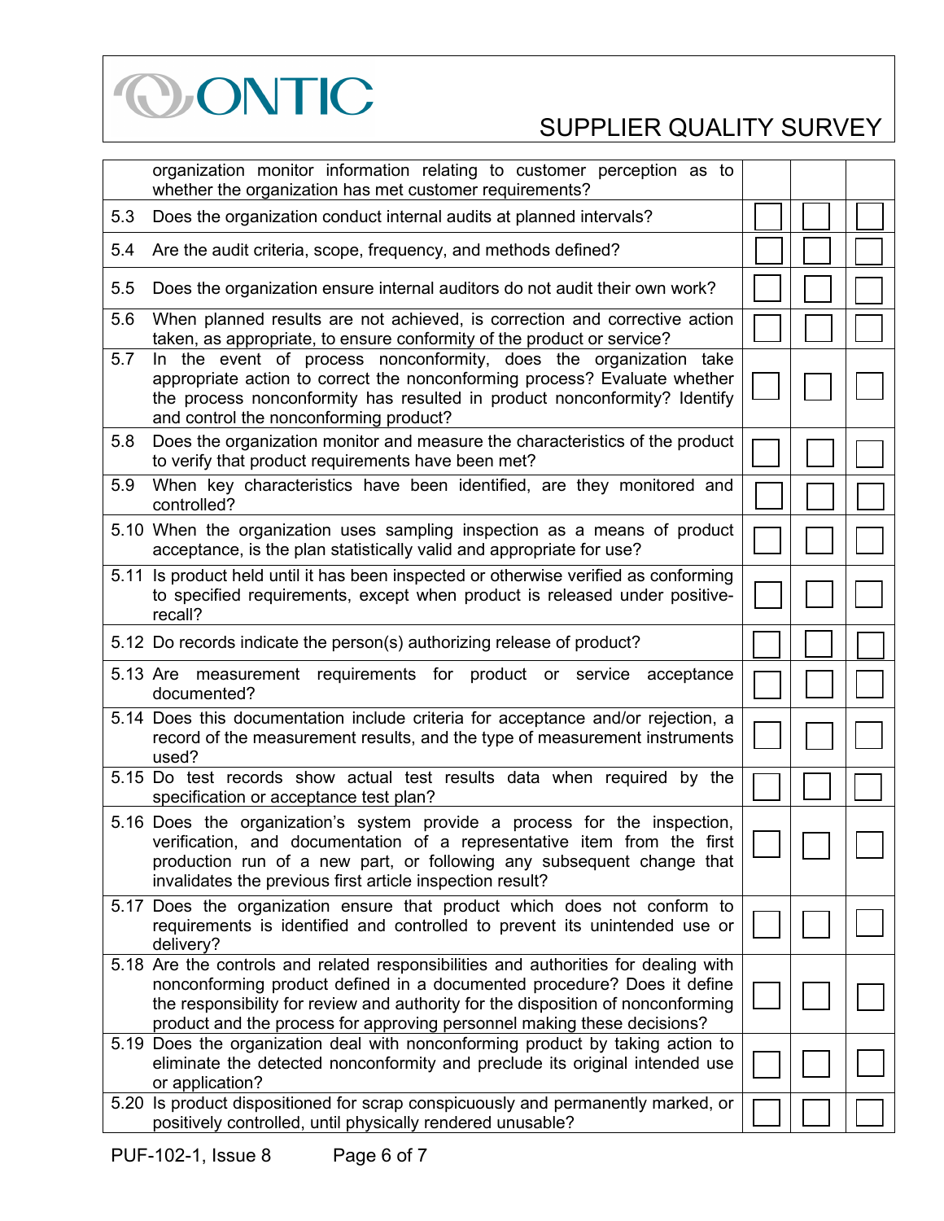| | | | | |
|---|---|---|---|---|
| | organization monitor information relating to customer perception as to whether the organization has met customer requirements? | | | |
| 5.3 | Does the organization conduct internal audits at planned intervals? | ☐ | ☐ | ☐ |
| 5.4 | Are the audit criteria, scope, frequency, and methods defined? | ☐ | ☐ | ☐ |
| 5.5 | Does the organization ensure internal auditors do not audit their own work? | ☐ | ☐ | ☐ |
| 5.6 | When planned results are not achieved, is correction and corrective action taken, as appropriate, to ensure conformity of the product or service? | ☐ | ☐ | ☐ |
| 5.7 | In the event of process nonconformity, does the organization take appropriate action to correct the nonconforming process? Evaluate whether the process nonconformity has resulted in product nonconformity? Identify and control the nonconforming product? | ☐ | ☐ | ☐ |
| 5.8 | Does the organization monitor and measure the characteristics of the product to verify that product requirements have been met? | ☐ | ☐ | ☐ |
| 5.9 | When key characteristics have been identified, are they monitored and controlled? | ☐ | ☐ | ☐ |
| 5.10 | When the organization uses sampling inspection as a means of product acceptance, is the plan statistically valid and appropriate for use? | ☐ | ☐ | ☐ |
| 5.11 | Is product held until it has been inspected or otherwise verified as conforming to specified requirements, except when product is released under positive-recall? | ☐ | ☐ | ☐ |
| 5.12 | Do records indicate the person(s) authorizing release of product? | ☐ | ☐ | ☐ |
| 5.13 | Are measurement requirements for product or service acceptance documented? | ☐ | ☐ | ☐ |
| 5.14 | Does this documentation include criteria for acceptance and/or rejection, a record of the measurement results, and the type of measurement instruments used? | ☐ | ☐ | ☐ |
| 5.15 | Do test records show actual test results data when required by the specification or acceptance test plan? | ☐ | ☐ | ☐ |
| 5.16 | Does the organization's system provide a process for the inspection, verification, and documentation of a representative item from the first production run of a new part, or following any subsequent change that invalidates the previous first article inspection result? | ☐ | ☐ | ☐ |
| 5.17 | Does the organization ensure that product which does not conform to requirements is identified and controlled to prevent its unintended use or delivery? | ☐ | ☐ | ☐ |
| 5.18 | Are the controls and related responsibilities and authorities for dealing with nonconforming product defined in a documented procedure? Does it define the responsibility for review and authority for the disposition of nonconforming product and the process for approving personnel making these decisions? | ☐ | ☐ | ☐ |
| 5.19 | Does the organization deal with nonconforming product by taking action to eliminate the detected nonconformity and preclude its original intended use or application? | ☐ | ☐ | ☐ |
| 5.20 | Is product dispositioned for scrap conspicuously and permanently marked, or positively controlled, until physically rendered unusable? | ☐ | ☐ | ☐ |

PUF-102-1, Issue 8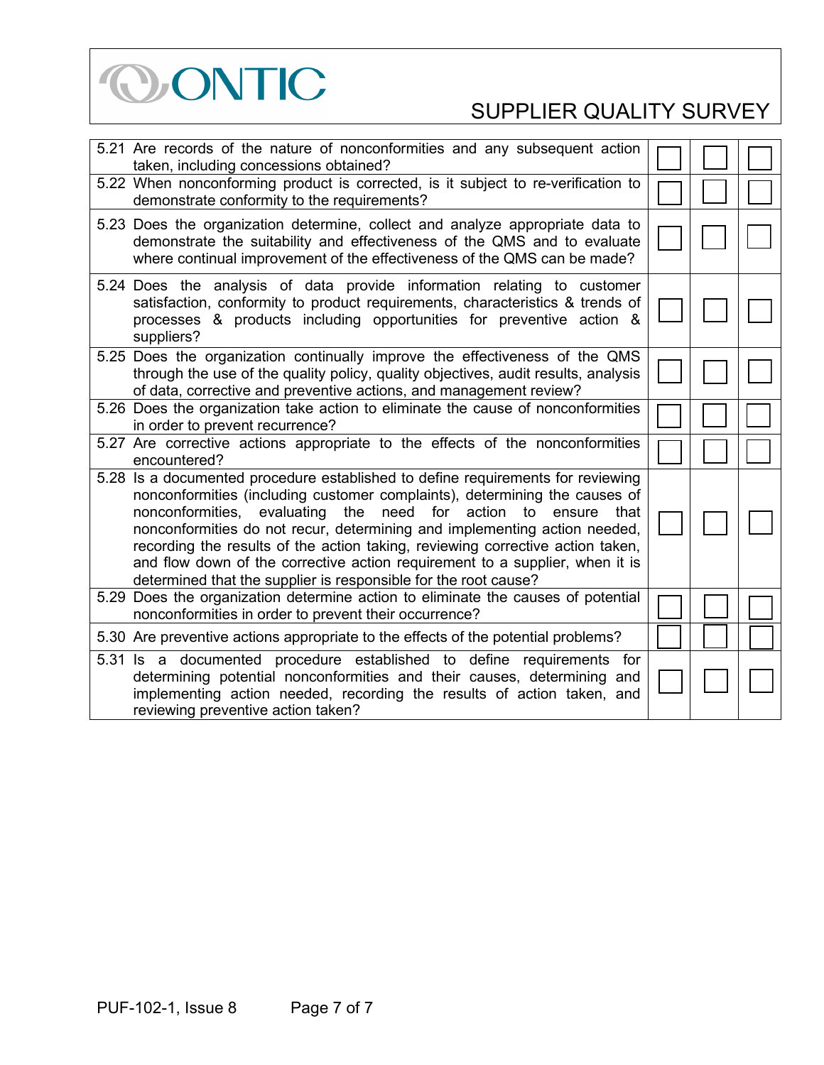| | | | |
|---|---|---|---|
| 5.21 Are records of the nature of nonconformities and any subsequent action taken, including concessions obtained? | ☐ | ☐ | ☐ |
| 5.22 When nonconforming product is corrected, is it subject to re-verification to demonstrate conformity to the requirements? | ☐ | ☐ | ☐ |
| 5.23 Does the organization determine, collect and analyze appropriate data to demonstrate the suitability and effectiveness of the QMS and to evaluate where continual improvement of the effectiveness of the QMS can be made? | ☐ | ☐ | ☐ |
| 5.24 Does the analysis of data provide information relating to customer satisfaction, conformity to product requirements, characteristics & trends of processes & products including opportunities for preventive action & suppliers? | ☐ | ☐ | ☐ |
| 5.25 Does the organization continually improve the effectiveness of the QMS through the use of the quality policy, quality objectives, audit results, analysis of data, corrective and preventive actions, and management review? | ☐ | ☐ | ☐ |
| 5.26 Does the organization take action to eliminate the cause of nonconformities in order to prevent recurrence? | ☐ | ☐ | ☐ |
| 5.27 Are corrective actions appropriate to the effects of the nonconformities encountered? | ☐ | ☐ | ☐ |
| 5.28 Is a documented procedure established to define requirements for reviewing nonconformities (including customer complaints), determining the causes of nonconformities, evaluating the need for action to ensure that nonconformities do not recur, determining and implementing action needed, recording the results of the action taking, reviewing corrective action taken, and flow down of the corrective action requirement to a supplier, when it is determined that the supplier is responsible for the root cause? | ☐ | ☐ | ☐ |
| 5.29 Does the organization determine action to eliminate the causes of potential nonconformities in order to prevent their occurrence? | ☐ | ☐ | ☐ |
| 5.30 Are preventive actions appropriate to the effects of the potential problems? | ☐ | ☐ | ☐ |
| 5.31 Is a documented procedure established to define requirements for determining potential nonconformities and their causes, determining and implementing action needed, recording the results of action taken, and reviewing preventive action taken? | ☐ | ☐ | ☐ |